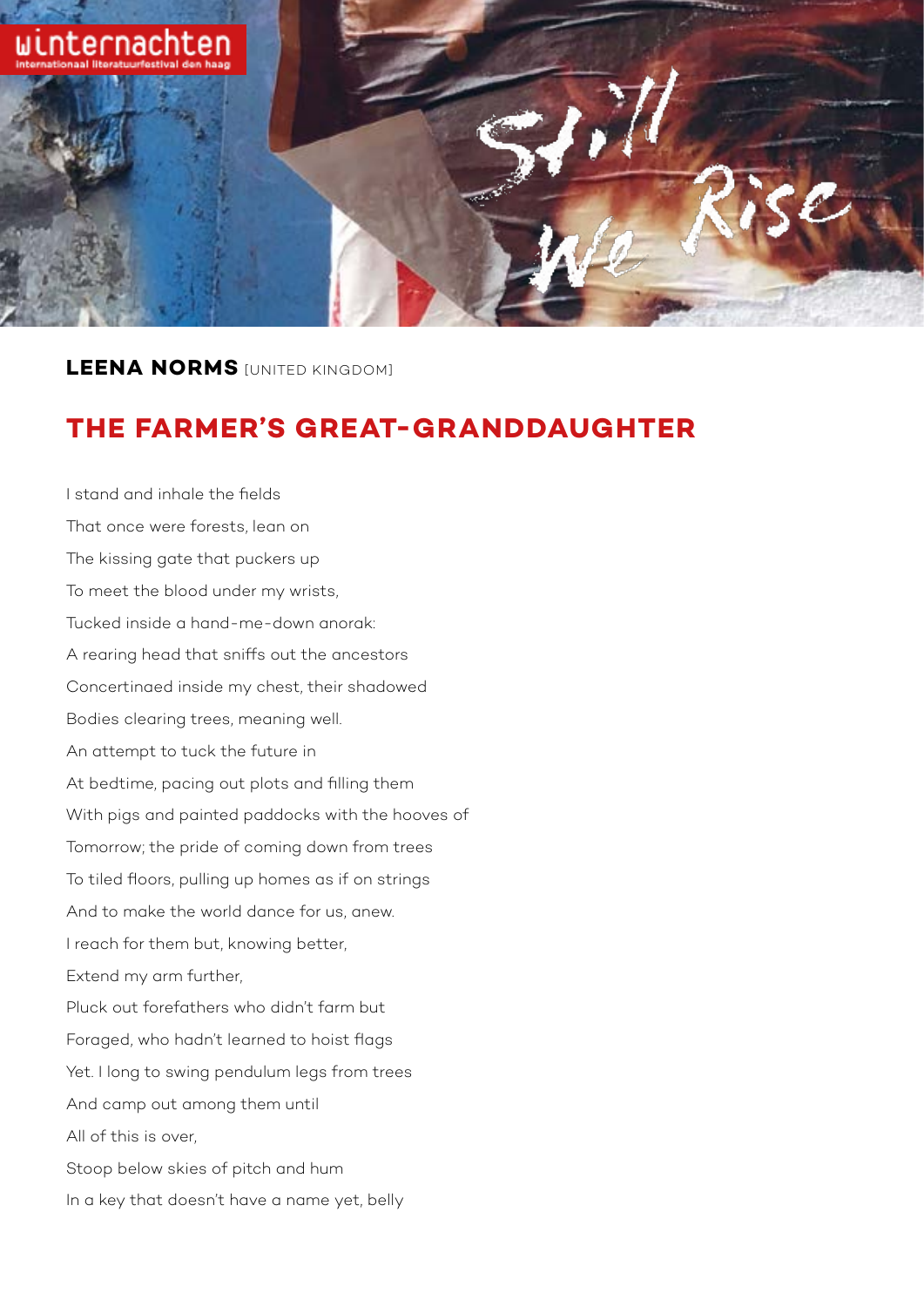**LEENA NORMS** [UNITED KINGDOM]

# THE FARMER'S GREAT-GRANDDAUGHTER

I stand and inhale the fields  
That once were forests, lean on  
The kissing gate that puckers up  
To meet the blood under my wrists,  
Tucked inside a hand-me-down anorak:  
A rearing head that sniffs out the ancestors  
Concertinaed inside my chest, their shadowed  
Bodies clearing trees, meaning well.  
An attempt to tuck the future in  
At bedtime, pacing out plots and filling them  
With pigs and painted paddocks with the hooves of  
Tomorrow; the pride of coming down from trees  
To tiled floors, pulling up homes as if on strings  
And to make the world dance for us, anew.  
I reach for them but, knowing better,  
Extend my arm further,  
Pluck out forefathers who didn't farm but  
Foraged, who hadn't learned to hoist flags  
Yet. I long to swing pendulum legs from trees  
And camp out among them until  
All of this is over,  
Stoop below skies of pitch and hum  
In a key that doesn't have a name yet, belly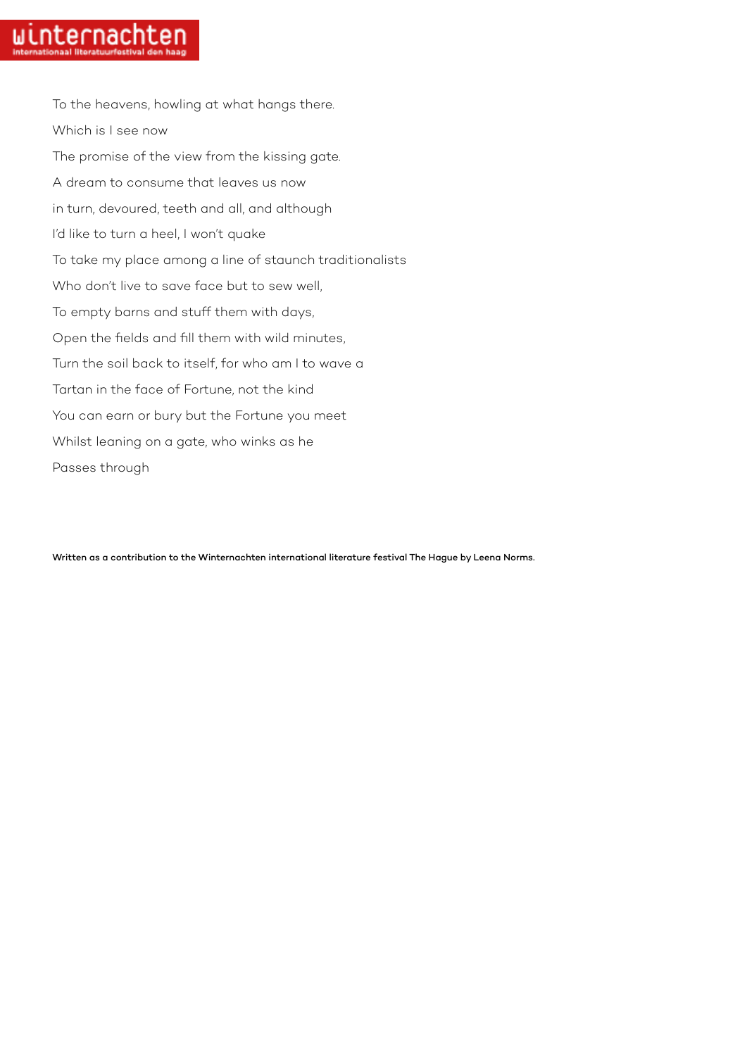To the heavens, howling at what hangs there.

Which is I see now

The promise of the view from the kissing gate.

A dream to consume that leaves us now

in turn, devoured, teeth and all, and although

I'd like to turn a heel, I won't quake

To take my place among a line of staunch traditionalists

Who don't live to save face but to sew well,

To empty barns and stuff them with days,

Open the fields and fill them with wild minutes,

Turn the soil back to itself, for who am I to wave a

Tartan in the face of Fortune, not the kind

You can earn or bury but the Fortune you meet

Whilst leaning on a gate, who winks as he

Passes through

**Written as a contribution to the Winternachten international literature festival The Hague by Leena Norms.**